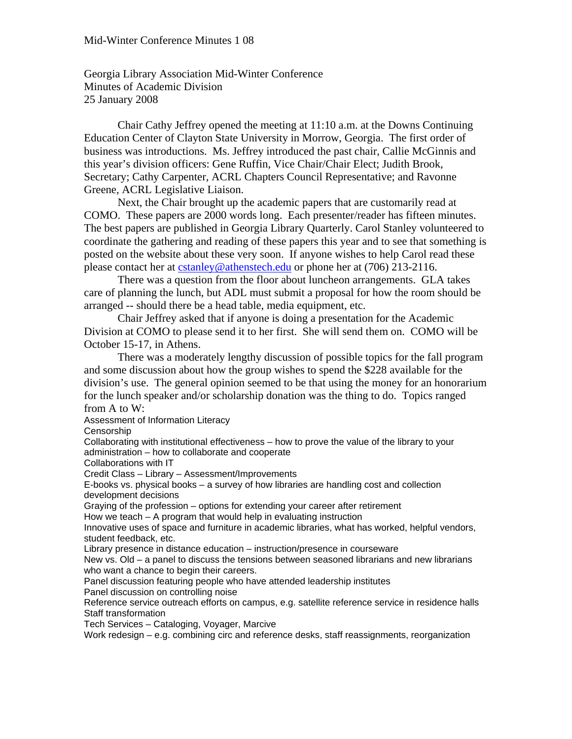Mid-Winter Conference Minutes 1 08

Georgia Library Association Mid-Winter Conference
Minutes of Academic Division
25 January 2008

Chair Cathy Jeffrey opened the meeting at 11:10 a.m. at the Downs Continuing Education Center of Clayton State University in Morrow, Georgia. The first order of business was introductions. Ms. Jeffrey introduced the past chair, Callie McGinnis and this year's division officers: Gene Ruffin, Vice Chair/Chair Elect; Judith Brook, Secretary; Cathy Carpenter, ACRL Chapters Council Representative; and Ravonne Greene, ACRL Legislative Liaison.

Next, the Chair brought up the academic papers that are customarily read at COMO. These papers are 2000 words long. Each presenter/reader has fifteen minutes. The best papers are published in Georgia Library Quarterly. Carol Stanley volunteered to coordinate the gathering and reading of these papers this year and to see that something is posted on the website about these very soon. If anyone wishes to help Carol read these please contact her at cstanley@athenstech.edu or phone her at (706) 213-2116.

There was a question from the floor about luncheon arrangements. GLA takes care of planning the lunch, but ADL must submit a proposal for how the room should be arranged -- should there be a head table, media equipment, etc.

Chair Jeffrey asked that if anyone is doing a presentation for the Academic Division at COMO to please send it to her first. She will send them on. COMO will be October 15-17, in Athens.

There was a moderately lengthy discussion of possible topics for the fall program and some discussion about how the group wishes to spend the $228 available for the division's use. The general opinion seemed to be that using the money for an honorarium for the lunch speaker and/or scholarship donation was the thing to do. Topics ranged from A to W:

Assessment of Information Literacy
Censorship
Collaborating with institutional effectiveness – how to prove the value of the library to your administration – how to collaborate and cooperate
Collaborations with IT
Credit Class – Library – Assessment/Improvements
E-books vs. physical books – a survey of how libraries are handling cost and collection development decisions
Graying of the profession – options for extending your career after retirement
How we teach – A program that would help in evaluating instruction
Innovative uses of space and furniture in academic libraries, what has worked, helpful vendors, student feedback, etc.
Library presence in distance education – instruction/presence in courseware
New vs. Old – a panel to discuss the tensions between seasoned librarians and new librarians who want a chance to begin their careers.
Panel discussion featuring people who have attended leadership institutes
Panel discussion on controlling noise
Reference service outreach efforts on campus, e.g. satellite reference service in residence halls
Staff transformation
Tech Services – Cataloging, Voyager, Marcive
Work redesign – e.g. combining circ and reference desks, staff reassignments, reorganization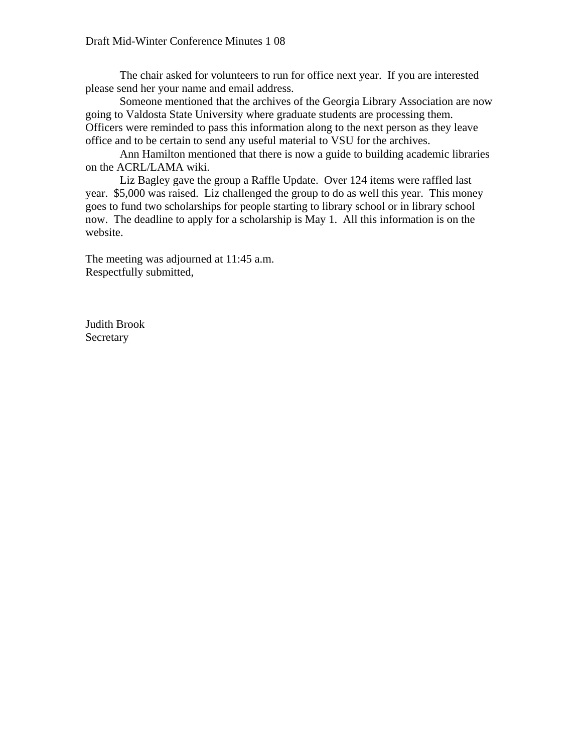The chair asked for volunteers to run for office next year. If you are interested please send her your name and email address.

Someone mentioned that the archives of the Georgia Library Association are now going to Valdosta State University where graduate students are processing them. Officers were reminded to pass this information along to the next person as they leave office and to be certain to send any useful material to VSU for the archives.

Ann Hamilton mentioned that there is now a guide to building academic libraries on the ACRL/LAMA wiki.

Liz Bagley gave the group a Raffle Update. Over 124 items were raffled last year. $5,000 was raised. Liz challenged the group to do as well this year. This money goes to fund two scholarships for people starting to library school or in library school now. The deadline to apply for a scholarship is May 1. All this information is on the website.

The meeting was adjourned at 11:45 a.m.
Respectfully submitted,

Judith Brook
Secretary